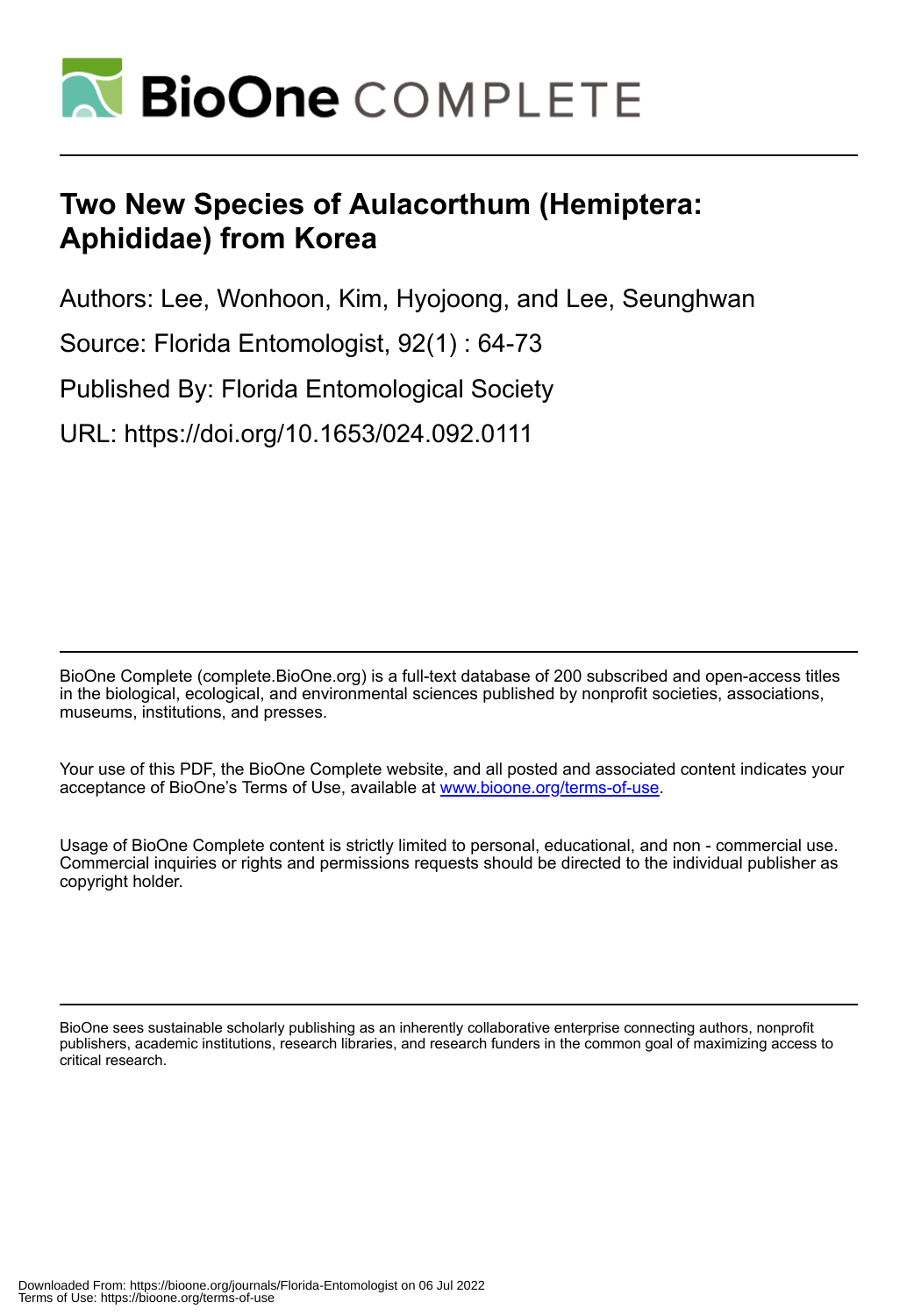# Two New Species of Aulacorthum (Hemiptera: Aphididae) from Korea

Authors: Lee, Wonhoon, Kim, Hyojoong, and Lee, Seunghwan

Source: Florida Entomologist, 92(1) : 64-73

Published By: Florida Entomological Society

URL: https://doi.org/10.1653/024.092.0111

BioOne Complete (complete.BioOne.org) is a full-text database of 200 subscribed and open-access titles in the biological, ecological, and environmental sciences published by nonprofit societies, associations, museums, institutions, and presses.

Your use of this PDF, the BioOne Complete website, and all posted and associated content indicates your acceptance of BioOne's Terms of Use, available at www.bioone.org/terms-of-use.

Usage of BioOne Complete content is strictly limited to personal, educational, and non - commercial use. Commercial inquiries or rights and permissions requests should be directed to the individual publisher as copyright holder.

BioOne sees sustainable scholarly publishing as an inherently collaborative enterprise connecting authors, nonprofit publishers, academic institutions, research libraries, and research funders in the common goal of maximizing access to critical research.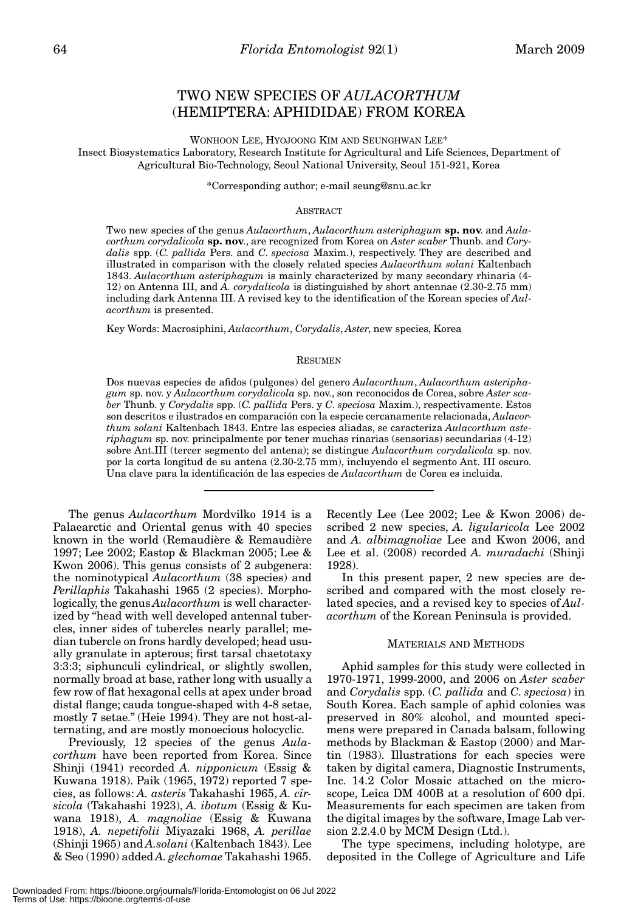# TWO NEW SPECIES OF *AULACORTHUM* (HEMIPTERA: APHIDIDAE) FROM KOREA

WONHOON LEE, HYOJOONG KIM AND SEUNGHWAN LEE*

Insect Biosystematics Laboratory, Research Institute for Agricultural and Life Sciences, Department of Agricultural Bio-Technology, Seoul National University, Seoul 151-921, Korea

*Corresponding author; e-mail seung@snu.ac.kr

## ABSTRACT

Two new species of the genus *Aulacorthum*, *Aulacorthum asteriphagum* **sp. nov**. and *Aulacorthum corydalicola* **sp. nov**., are recognized from Korea on *Aster scaber* Thunb. and *Corydalis* spp. (*C. pallida* Pers. and *C. speciosa* Maxim.), respectively. They are described and illustrated in comparison with the closely related species *Aulacorthum solani* Kaltenbach 1843. *Aulacorthum asteriphagum* is mainly characterized by many secondary rhinaria (4-12) on Antenna III, and *A. corydalicola* is distinguished by short antennae (2.30-2.75 mm) including dark Antenna III. A revised key to the identification of the Korean species of *Aulacorthum* is presented.

Key Words: Macrosiphini, *Aulacorthum*, *Corydalis*, *Aster*, new species, Korea

## RESUMEN

Dos nuevas especies de afidos (pulgones) del genero *Aulacorthum*, *Aulacorthum asteriphagum* sp. nov. y *Aulacorthum corydalicola* sp. nov., son reconocidos de Corea, sobre *Aster scaber* Thunb. y *Corydalis* spp. (*C. pallida* Pers. y *C. speciosa* Maxim.), respectivamente. Estos son descritos e ilustrados en comparación con la especie cercanamente relacionada, *Aulacorthum solani* Kaltenbach 1843. Entre las especies aliadas, se caracteriza *Aulacorthum asteriphagum* sp. nov. principalmente por tener muchas rinarias (sensorias) secundarias (4-12) sobre Ant.III (tercer segmento del antena); se distingue *Aulacorthum corydalicola* sp. nov. por la corta longitud de su antena (2.30-2.75 mm), incluyendo el segmento Ant. III oscuro. Una clave para la identificación de las especies de *Aulacorthum* de Corea es incluida.

The genus *Aulacorthum* Mordvilko 1914 is a Palaearctic and Oriental genus with 40 species known in the world (Remaudière & Remaudière 1997; Lee 2002; Eastop & Blackman 2005; Lee & Kwon 2006). This genus consists of 2 subgenera: the nominotypical *Aulacorthum* (38 species) and *Perillaphis* Takahashi 1965 (2 species). Morphologically, the genus *Aulacorthum* is well characterized by "head with well developed antennal tubercles, inner sides of tubercles nearly parallel; median tubercle on frons hardly developed; head usually granulate in apterous; first tarsal chaetotaxy 3:3:3; siphunculi cylindrical, or slightly swollen, normally broad at base, rather long with usually a few row of flat hexagonal cells at apex under broad distal flange; cauda tongue-shaped with 4-8 setae, mostly 7 setae." (Heie 1994). They are not host-alternating, and are mostly monoecious holocyclic.

Previously, 12 species of the genus *Aulacorthum* have been reported from Korea. Since Shinji (1941) recorded *A. nipponicum* (Essig & Kuwana 1918). Paik (1965, 1972) reported 7 species, as follows: *A. asteris* Takahashi 1965, *A. cirsicola* (Takahashi 1923), *A. ibotum* (Essig & Kuwana 1918), *A. magnoliae* (Essig & Kuwana 1918), *A. nepetifolii* Miyazaki 1968, *A. perillae* (Shinji 1965) and *A. solani* (Kaltenbach 1843). Lee & Seo (1990) added *A. glechomae* Takahashi 1965. Recently Lee (Lee 2002; Lee & Kwon 2006) described 2 new species, *A. ligularicola* Lee 2002 and *A. albimagnoliae* Lee and Kwon 2006, and Lee et al. (2008) recorded *A. muradachi* (Shinji 1928).

In this present paper, 2 new species are described and compared with the most closely related species, and a revised key to species of *Aulacorthum* of the Korean Peninsula is provided.

## MATERIALS AND METHODS

Aphid samples for this study were collected in 1970-1971, 1999-2000, and 2006 on *Aster scaber* and *Corydalis* spp. (*C. pallida* and *C. speciosa*) in South Korea. Each sample of aphid colonies was preserved in 80% alcohol, and mounted specimens were prepared in Canada balsam, following methods by Blackman & Eastop (2000) and Martin (1983). Illustrations for each species were taken by digital camera, Diagnostic Instruments, Inc. 14.2 Color Mosaic attached on the microscope, Leica DM 400B at a resolution of 600 dpi. Measurements for each specimen are taken from the digital images by the software, Image Lab version 2.2.4.0 by MCM Design (Ltd.).

The type specimens, including holotype, are deposited in the College of Agriculture and Life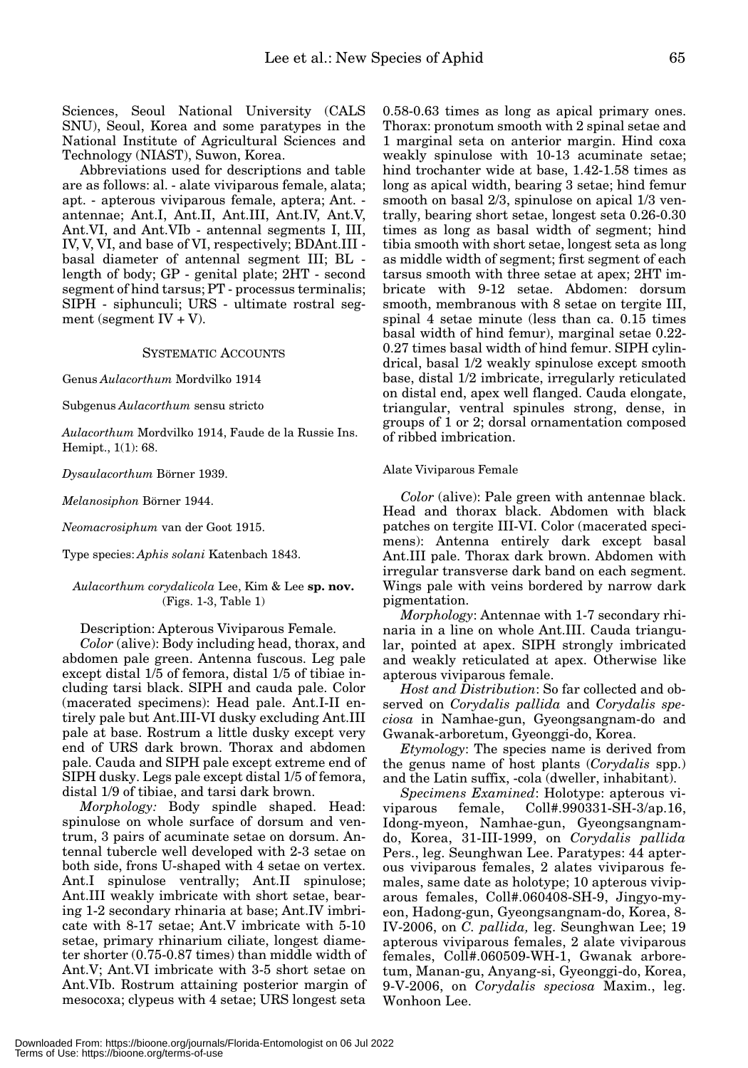Sciences, Seoul National University (CALS SNU), Seoul, Korea and some paratypes in the National Institute of Agricultural Sciences and Technology (NIAST), Suwon, Korea.

Abbreviations used for descriptions and table are as follows: al. - alate viviparous female, alata; apt. - apterous viviparous female, aptera; Ant. - antennae; Ant.I, Ant.II, Ant.III, Ant.IV, Ant.V, Ant.VI, and Ant.VIb - antennal segments I, III, IV, V, VI, and base of VI, respectively; BDAnt.III - basal diameter of antennal segment III; BL - length of body; GP - genital plate; 2HT - second segment of hind tarsus; PT - processus terminalis; SIPH - siphunculi; URS - ultimate rostral segment (segment IV + V).

## SYSTEMATIC ACCOUNTS

Genus *Aulacorthum* Mordvilko 1914

Subgenus *Aulacorthum* sensu stricto

*Aulacorthum* Mordvilko 1914, Faude de la Russie Ins. Hemipt., 1(1): 68.

*Dysaulacorthum* Börner 1939.

*Melanosiphon* Börner 1944.

*Neomacrosiphum* van der Goot 1915.

Type species: *Aphis solani* Katenbach 1843.

### *Aulacorthum corydalicola* Lee, Kim & Lee **sp. nov.** (Figs. 1-3, Table 1)

Description: Apterous Viviparous Female.

*Color* (alive): Body including head, thorax, and abdomen pale green. Antenna fuscous. Leg pale except distal 1/5 of femora, distal 1/5 of tibiae including tarsi black. SIPH and cauda pale. Color (macerated specimens): Head pale. Ant.I-II entirely pale but Ant.III-VI dusky excluding Ant.III pale at base. Rostrum a little dusky except very end of URS dark brown. Thorax and abdomen pale. Cauda and SIPH pale except extreme end of SIPH dusky. Legs pale except distal 1/5 of femora, distal 1/9 of tibiae, and tarsi dark brown.

*Morphology:* Body spindle shaped. Head: spinulose on whole surface of dorsum and ventrum, 3 pairs of acuminate setae on dorsum. Antennal tubercle well developed with 2-3 setae on both side, frons U-shaped with 4 setae on vertex. Ant.I spinulose ventrally; Ant.II spinulose; Ant.III weakly imbricate with short setae, bearing 1-2 secondary rhinaria at base; Ant.IV imbricate with 8-17 setae; Ant.V imbricate with 5-10 setae, primary rhinarium ciliate, longest diameter shorter (0.75-0.87 times) than middle width of Ant.V; Ant.VI imbricate with 3-5 short setae on Ant.VIb. Rostrum attaining posterior margin of mesocoxa; clypeus with 4 setae; URS longest seta 0.58-0.63 times as long as apical primary ones. Thorax: pronotum smooth with 2 spinal setae and 1 marginal seta on anterior margin. Hind coxa weakly spinulose with 10-13 acuminate setae; hind trochanter wide at base, 1.42-1.58 times as long as apical width, bearing 3 setae; hind femur smooth on basal 2/3, spinulose on apical 1/3 ventrally, bearing short setae, longest seta 0.26-0.30 times as long as basal width of segment; hind tibia smooth with short setae, longest seta as long as middle width of segment; first segment of each tarsus smooth with three setae at apex; 2HT imbricate with 9-12 setae. Abdomen: dorsum smooth, membranous with 8 setae on tergite III, spinal 4 setae minute (less than ca. 0.15 times basal width of hind femur), marginal setae 0.22-0.27 times basal width of hind femur. SIPH cylindrical, basal 1/2 weakly spinulose except smooth base, distal 1/2 imbricate, irregularly reticulated on distal end, apex well flanged. Cauda elongate, triangular, ventral spinules strong, dense, in groups of 1 or 2; dorsal ornamentation composed of ribbed imbrication.

Alate Viviparous Female

*Color* (alive): Pale green with antennae black. Head and thorax black. Abdomen with black patches on tergite III-VI. Color (macerated specimens): Antenna entirely dark except basal Ant.III pale. Thorax dark brown. Abdomen with irregular transverse dark band on each segment. Wings pale with veins bordered by narrow dark pigmentation.

*Morphology*: Antennae with 1-7 secondary rhinaria in a line on whole Ant.III. Cauda triangular, pointed at apex. SIPH strongly imbricated and weakly reticulated at apex. Otherwise like apterous viviparous female.

*Host and Distribution*: So far collected and observed on *Corydalis pallida* and *Corydalis speciosa* in Namhae-gun, Gyeongsangnam-do and Gwanak-arboretum, Gyeonggi-do, Korea.

*Etymology*: The species name is derived from the genus name of host plants (*Corydalis* spp.) and the Latin suffix, -cola (dweller, inhabitant).

*Specimens Examined*: Holotype: apterous viviparous female, Coll#.990331-SH-3/ap.16, Idong-myeon, Namhae-gun, Gyeongsangnam-do, Korea, 31-III-1999, on *Corydalis pallida* Pers., leg. Seunghwan Lee. Paratypes: 44 apterous viviparous females, 2 alates viviparous females, same date as holotype; 10 apterous viviparous females, Coll#.060408-SH-9, Jingyo-myeon, Hadong-gun, Gyeongsangnam-do, Korea, 8-IV-2006, on *C. pallida,* leg. Seunghwan Lee; 19 apterous viviparous females, 2 alate viviparous females, Coll#.060509-WH-1, Gwanak arboretum, Manan-gu, Anyang-si, Gyeonggi-do, Korea, 9-V-2006, on *Corydalis speciosa* Maxim., leg. Wonhoon Lee.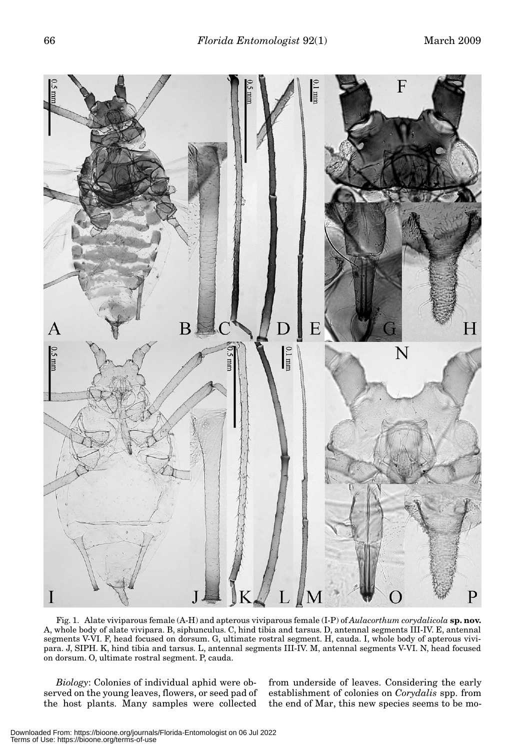Fig. 1. Alate viviparous female (A-H) and apterous viviparous female (I-P) of *Aulacorthum corydalicola* **sp. nov.** A, whole body of alate vivipara. B, siphunculus. C, hind tibia and tarsus. D, antennal segments III-IV. E, antennal segments V-VI. F, head focused on dorsum. G, ultimate rostral segment. H, cauda. I, whole body of apterous vivipara. J, SIPH. K, hind tibia and tarsus. L, antennal segments III-IV. M, antennal segments V-VI. N, head focused on dorsum. O, ultimate rostral segment. P, cauda.

*Biology*: Colonies of individual aphid were observed on the young leaves, flowers, or seed pad of the host plants. Many samples were collected from underside of leaves. Considering the early establishment of colonies on *Corydalis* spp. from the end of Mar, this new species seems to be mo-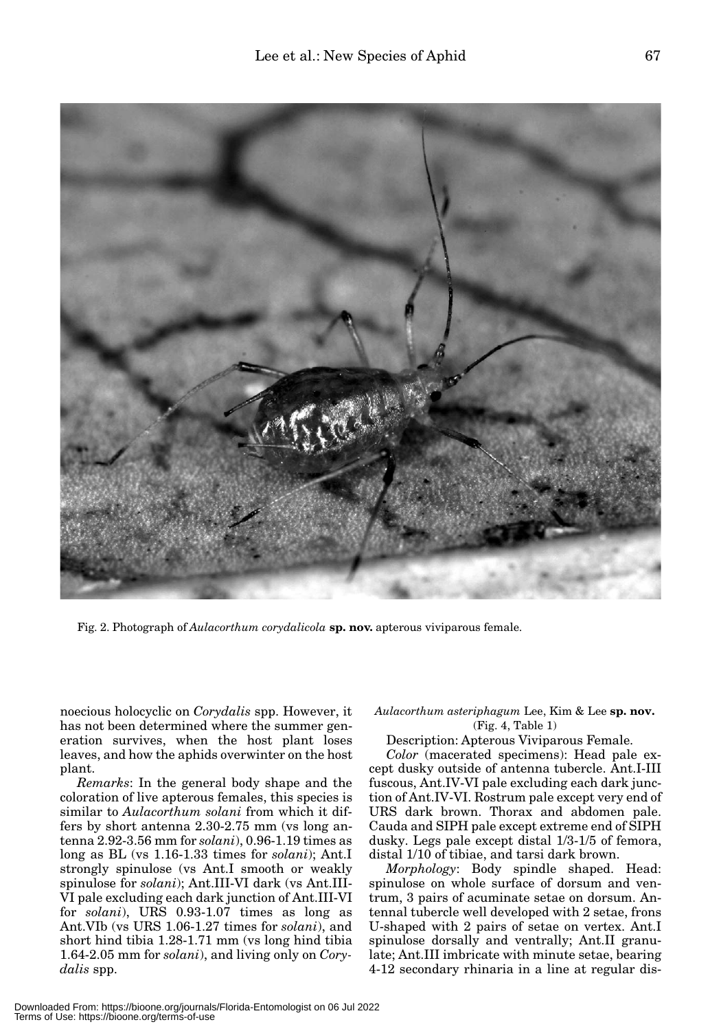Fig. 2. Photograph of *Aulacorthum corydalicola* **sp. nov.** apterous viviparous female.

noecious holocyclic on *Corydalis* spp. However, it has not been determined where the summer generation survives, when the host plant loses leaves, and how the aphids overwinter on the host plant.

*Remarks*: In the general body shape and the coloration of live apterous females, this species is similar to *Aulacorthum solani* from which it differs by short antenna 2.30-2.75 mm (vs long antenna 2.92-3.56 mm for *solani*), 0.96-1.19 times as long as BL (vs 1.16-1.33 times for *solani*); Ant.I strongly spinulose (vs Ant.I smooth or weakly spinulose for *solani*); Ant.III-VI dark (vs Ant.III-VI pale excluding each dark junction of Ant.III-VI for *solani*), URS 0.93-1.07 times as long as Ant.VIb (vs URS 1.06-1.27 times for *solani*), and short hind tibia 1.28-1.71 mm (vs long hind tibia 1.64-2.05 mm for *solani*), and living only on *Corydalis* spp.

*Aulacorthum asteriphagum* Lee, Kim & Lee **sp. nov.**
(Fig. 4, Table 1)

Description: Apterous Viviparous Female.

*Color* (macerated specimens): Head pale except dusky outside of antenna tubercle. Ant.I-III fuscous, Ant.IV-VI pale excluding each dark junction of Ant.IV-VI. Rostrum pale except very end of URS dark brown. Thorax and abdomen pale. Cauda and SIPH pale except extreme end of SIPH dusky. Legs pale except distal 1/3-1/5 of femora, distal 1/10 of tibiae, and tarsi dark brown.

*Morphology*: Body spindle shaped. Head: spinulose on whole surface of dorsum and ventrum, 3 pairs of acuminate setae on dorsum. Antennal tubercle well developed with 2 setae, frons U-shaped with 2 pairs of setae on vertex. Ant.I spinulose dorsally and ventrally; Ant.II granulate; Ant.III imbricate with minute setae, bearing 4-12 secondary rhinaria in a line at regular dis-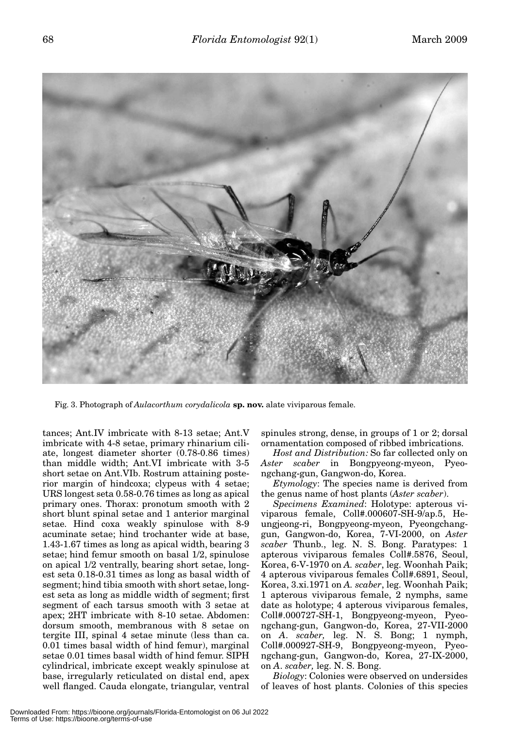Fig. 3. Photograph of *Aulacorthum corydalicola* **sp. nov.** alate viviparous female.

tances; Ant.IV imbricate with 8-13 setae; Ant.V imbricate with 4-8 setae, primary rhinarium ciliate, longest diameter shorter (0.78-0.86 times) than middle width; Ant.VI imbricate with 3-5 short setae on Ant.VIb. Rostrum attaining posterior margin of hindcoxa; clypeus with 4 setae; URS longest seta 0.58-0.76 times as long as apical primary ones. Thorax: pronotum smooth with 2 short blunt spinal setae and 1 anterior marginal setae. Hind coxa weakly spinulose with 8-9 acuminate setae; hind trochanter wide at base, 1.43-1.67 times as long as apical width, bearing 3 setae; hind femur smooth on basal 1/2, spinulose on apical 1/2 ventrally, bearing short setae, longest seta 0.18-0.31 times as long as basal width of segment; hind tibia smooth with short setae, longest seta as long as middle width of segment; first segment of each tarsus smooth with 3 setae at apex; 2HT imbricate with 8-10 setae. Abdomen: dorsum smooth, membranous with 8 setae on tergite III, spinal 4 setae minute (less than ca. 0.01 times basal width of hind femur), marginal setae 0.01 times basal width of hind femur. SIPH cylindrical, imbricate except weakly spinulose at base, irregularly reticulated on distal end, apex well flanged. Cauda elongate, triangular, ventral spinules strong, dense, in groups of 1 or 2; dorsal ornamentation composed of ribbed imbrications.

*Host and Distribution:* So far collected only on *Aster scaber* in Bongpyeong-myeon, Pyeongchang-gun, Gangwon-do, Korea.

*Etymology*: The species name is derived from the genus name of host plants (*Aster scaber*).

*Specimens Examined*: Holotype: apterous viviparous female, Coll#.000607-SH-9/ap.5, Heungjeong-ri, Bongpyeong-myeon, Pyeongchang-gun, Gangwon-do, Korea, 7-VI-2000, on *Aster scaber* Thunb., leg. N. S. Bong. Paratypes: 1 apterous viviparous females Coll#.5876, Seoul, Korea, 6-V-1970 on *A. scaber*, leg. Woonhah Paik; 4 apterous viviparous females Coll#.6891, Seoul, Korea, 3.xi.1971 on *A. scaber*, leg. Woonhah Paik; 1 apterous viviparous female, 2 nymphs, same date as holotype; 4 apterous viviparous females, Coll#.000727-SH-1, Bongpyeong-myeon, Pyeongchang-gun, Gangwon-do, Korea, 27-VII-2000 on *A. scaber,* leg. N. S. Bong; 1 nymph, Coll#.000927-SH-9, Bongpyeong-myeon, Pyeongchang-gun, Gangwon-do, Korea, 27-IX-2000, on *A. scaber,* leg. N. S. Bong.

*Biology*: Colonies were observed on undersides of leaves of host plants. Colonies of this species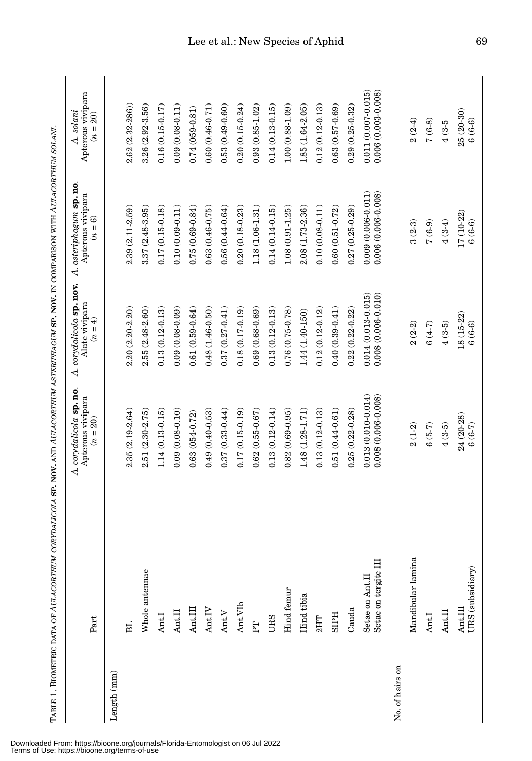TABLE 1. BIOMETRIC DATA OF *AULACORTHUM CORYDALICOLA* **SP. NOV.** AND *AULACORTHUM ASTERIPHAGUM* **SP. NOV.** IN COMPARISON WITH *AULACORTHUM SOLANI*.

| Part | | *A. corydalicola* **sp. no**. Apterous vivipara ($n$ = 20) | *A. corydalicola* **sp. nov.** Alate vivipara ($n$ = 4) | *A. asteriphagum* **sp. no**. Apterous vivipara ($n$ = 6) | *A. solani* Apterous vivipara ($n$ = 20) |
|---|---|---|---|---|---|
| Length (mm) | | | | | |
| | BL | 2.35 (2.19-2.64) | 2.20 (2.20-2.20) | 2.39 (2.11-2.59) | 2.62 (2.32-286)) |
| | Whole antennae | 2.51 (2.30-2.75) | 2.55 (2.48-2.60) | 3.37 (2.48-3.95) | 3.26 (2.92-3.56) |
| | Ant.I | 1.14 (0.13-0.15) | 0.13 (0.12-0.13) | 0.17 (0.15-0.18) | 0.16 (0.15-0.17) |
| | Ant.II | 0.09 (0.08-0.10) | 0.09 (0.08-0.09) | 0.10 (0.09-0.11) | 0.09 (0.08-0.11) |
| | Ant.III | 0.63 (054-0.72) | 0.61 (0.59-0.64) | 0.75 (0.69-0.84) | 0.74 (059-0.81) |
| | Ant.IV | 0.49 (0.40-0.53) | 0.48 (1.46-0.50) | 0.63 (0.46-0.75) | 0.60 (0.46-0.71) |
| | Ant.V | 0.37 (0.33-0.44) | 0.37 (0.27-0.41) | 0.56 (0.44-0.64) | 0.53 (0.49-0.60) |
| | Ant.VIb | 0.17 (0.15-0.19) | 0.18 (0.17-0.19) | 0.20 (0.18-0.23) | 0.20 (0.15-0.24) |
| | PT | 0.62 (0.55-0.67) | 0.69 (0.68-0.69) | 1.18 (1.06-1.31) | 0.93 (0.85-1.02) |
| | URS | 0.13 (0.12-0.14) | 0.13 (0.12-0.13) | 0.14 (0.14-0.15) | 0.14 (0.13-0.15) |
| | Hind femur | 0.82 (0.69-0.95) | 0.76 (0.75-0.78) | 1.08 (0.91-1.25) | 1.00 (0.88-1.09) |
| | Hind tibia | 1.48 (1.28-1.71) | 1.44 (1.40-150) | 2.08 (1.73-2.36) | 1.85 (1.64-2.05) |
| | 2HT | 0.13 (0.12-0.13) | 0.12 (0.12-0.12) | 0.10 (0.08-0.11) | 0.12 (0.12-0.13) |
| | SIPH | 0.51 (0.44-0.61) | 0.40 (0.39-0.41) | 0.60 (0.51-0.72) | 0.63 (0.57-0.69) |
| | Cauda | 0.25 (0.22-0.28) | 0.22 (0.22-0.22) | 0.27 (0.25-0.29) | 0.29 (0.25-0.32) |
| | Setae on Ant.II | 0.013 (0.010-0.014) | 0.014 (0.013-0.015) | 0.009 (0.006-0.011) | 0.011 (0.007-0.015) |
| | Setae on tergite III | 0.008 (0.006-0.008) | 0.008 (0.006-0.010) | 0.006 (0.006-0.008) | 0.006 (0.003-0.008) |
| No. of hairs on | | | | | |
| | Mandibular lamina | 2 (1-2) | 2 (2-2) | 3 (2-3) | 2 (2-4) |
| | Ant.I | 6 (5-7) | 6 (4-7) | 7 (6-9) | 7 (6-8) |
| | Ant.II | 4 (3-5) | 4 (3-5) | 4 (3-4) | 4 (3-5 |
| | Ant.III | 24 (20-28) | 18 (15-22) | 17 (10-22) | 25 (20-30) |
| | URS (subsidiary) | 6 (6-7) | 6 (6-6) | 6 (6-6) | 6 (6-6) |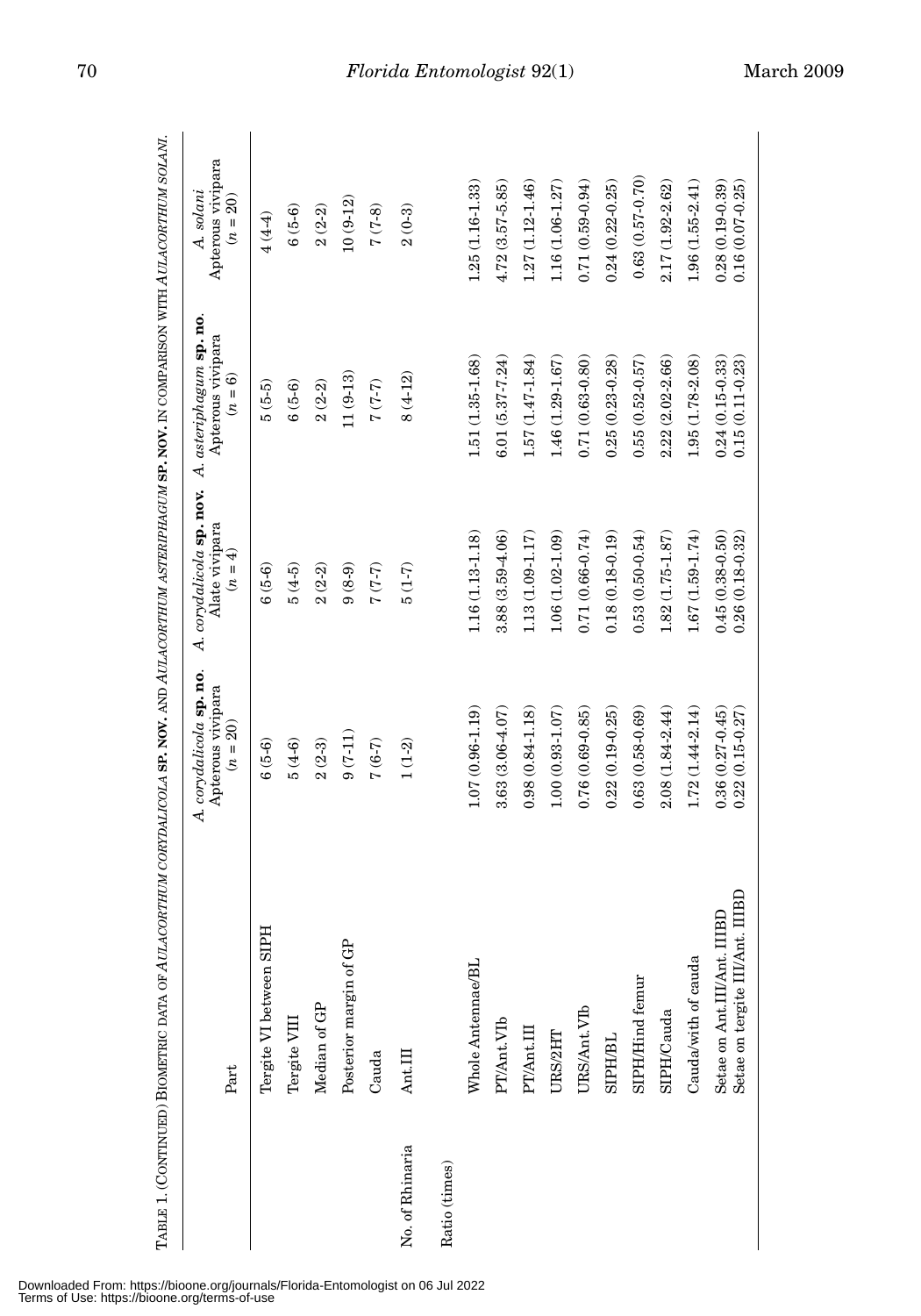TABLE 1. (CONTINUED) BIOMETRIC DATA OF *AULACORTHUM CORYDALICOLA* **SP. NOV.** AND *AULACORTHUM ASTERIPHAGUM* **SP. NOV.** IN COMPARISON WITH *AULACORTHUM SOLANI*.

| | Part | *A. corydalicola* **sp. no**. Apterous vivipara ($n$ = 20) | *A. corydalicola* **sp. nov.** Alate vivipara ($n$ = 4) | *A. asteriphagum* **sp. no**. Apterous vivipara ($n$ = 6) | *A. solani* Apterous vivipara ($n$ = 20) |
|---|---|---|---|---|---|
| | Tergite VI between SIPH | 6 (5-6) | 6 (5-6) | 5 (5-5) | 4 (4-4) |
| | Tergite VIII | 5 (4-6) | 5 (4-5) | 6 (5-6) | 6 (5-6) |
| | Median of GP | 2 (2-3) | 2 (2-2) | 2 (2-2) | 2 (2-2) |
| | Posterior margin of GP | 9 (7-11) | 9 (8-9) | 11 (9-13) | 10 (9-12) |
| | Cauda | 7 (6-7) | 7 (7-7) | 7 (7-7) | 7 (7-8) |
| No. of Rhinaria | Ant.III | 1 (1-2) | 5 (1-7) | 8 (4-12) | 2 (0-3) |
| Ratio (times) | | | | | |
| | Whole Antennae/BL | 1.07 (0.96-1.19) | 1.16 (1.13-1.18) | 1.51 (1.35-1.68) | 1.25 (1.16-1.33) |
| | PT/Ant.VIb | 3.63 (3.06-4.07) | 3.88 (3.59-4.06) | 6.01 (5.37-7.24) | 4.72 (3.57-5.85) |
| | PT/Ant.III | 0.98 (0.84-1.18) | 1.13 (1.09-1.17) | 1.57 (1.47-1.84) | 1.27 (1.12-1.46) |
| | URS/2HT | 1.00 (0.93-1.07) | 1.06 (1.02-1.09) | 1.46 (1.29-1.67) | 1.16 (1.06-1.27) |
| | URS/Ant.VIb | 0.76 (0.69-0.85) | 0.71 (0.66-0.74) | 0.71 (0.63-0.80) | 0.71 (0.59-0.94) |
| | SIPH/BL | 0.22 (0.19-0.25) | 0.18 (0.18-0.19) | 0.25 (0.23-0.28) | 0.24 (0.22-0.25) |
| | SIPH/Hind femur | 0.63 (0.58-0.69) | 0.53 (0.50-0.54) | 0.55 (0.52-0.57) | 0.63 (0.57-0.70) |
| | SIPH/Cauda | 2.08 (1.84-2.44) | 1.82 (1.75-1.87) | 2.22 (2.02-2.66) | 2.17 (1.92-2.62) |
| | Cauda/with of cauda | 1.72 (1.44-2.14) | 1.67 (1.59-1.74) | 1.95 (1.78-2.08) | 1.96 (1.55-2.41) |
| | Setae on Ant.III/Ant. IIIBD | 0.36 (0.27-0.45) | 0.45 (0.38-0.50) | 0.24 (0.15-0.33) | 0.28 (0.19-0.39) |
| | Setae on tergite III/Ant. IIIBD | 0.22 (0.15-0.27) | 0.26 (0.18-0.32) | 0.15 (0.11-0.23) | 0.16 (0.07-0.25) |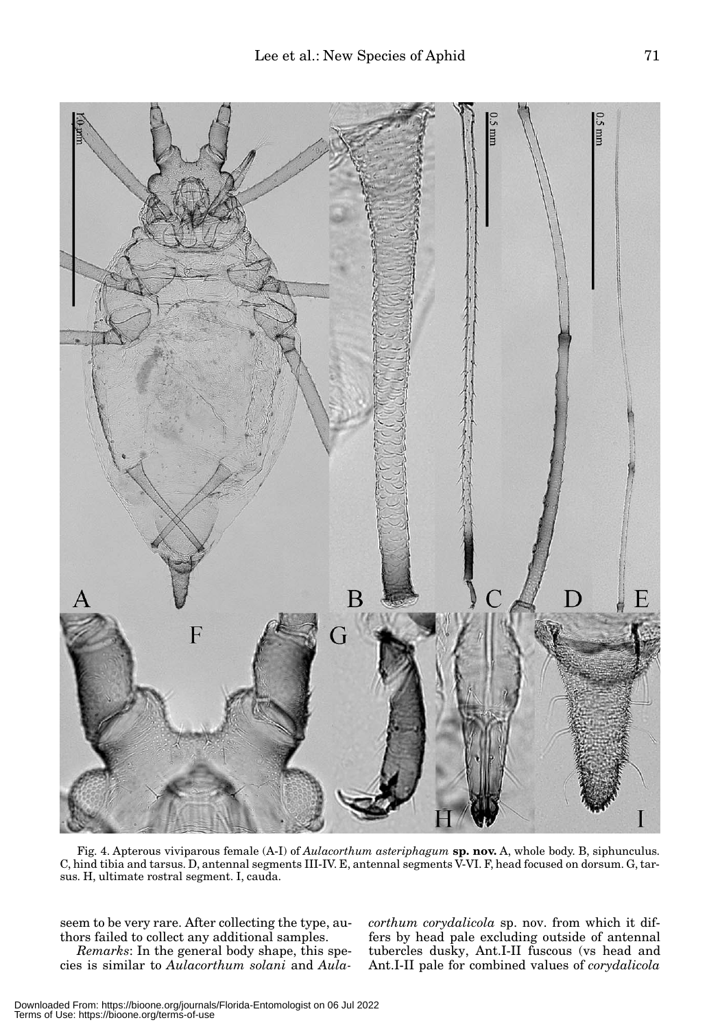Fig. 4. Apterous viviparous female (A-I) of *Aulacorthum asteriphagum* **sp. nov.** A, whole body. B, siphunculus. C, hind tibia and tarsus. D, antennal segments III-IV. E, antennal segments V-VI. F, head focused on dorsum. G, tarsus. H, ultimate rostral segment. I, cauda.

seem to be very rare. After collecting the type, authors failed to collect any additional samples.

*Remarks*: In the general body shape, this species is similar to *Aulacorthum solani* and *Aulacorthum corydalicola* sp. nov. from which it differs by head pale excluding outside of antennal tubercles dusky, Ant.I-II fuscous (vs head and Ant.I-II pale for combined values of *corydalicola*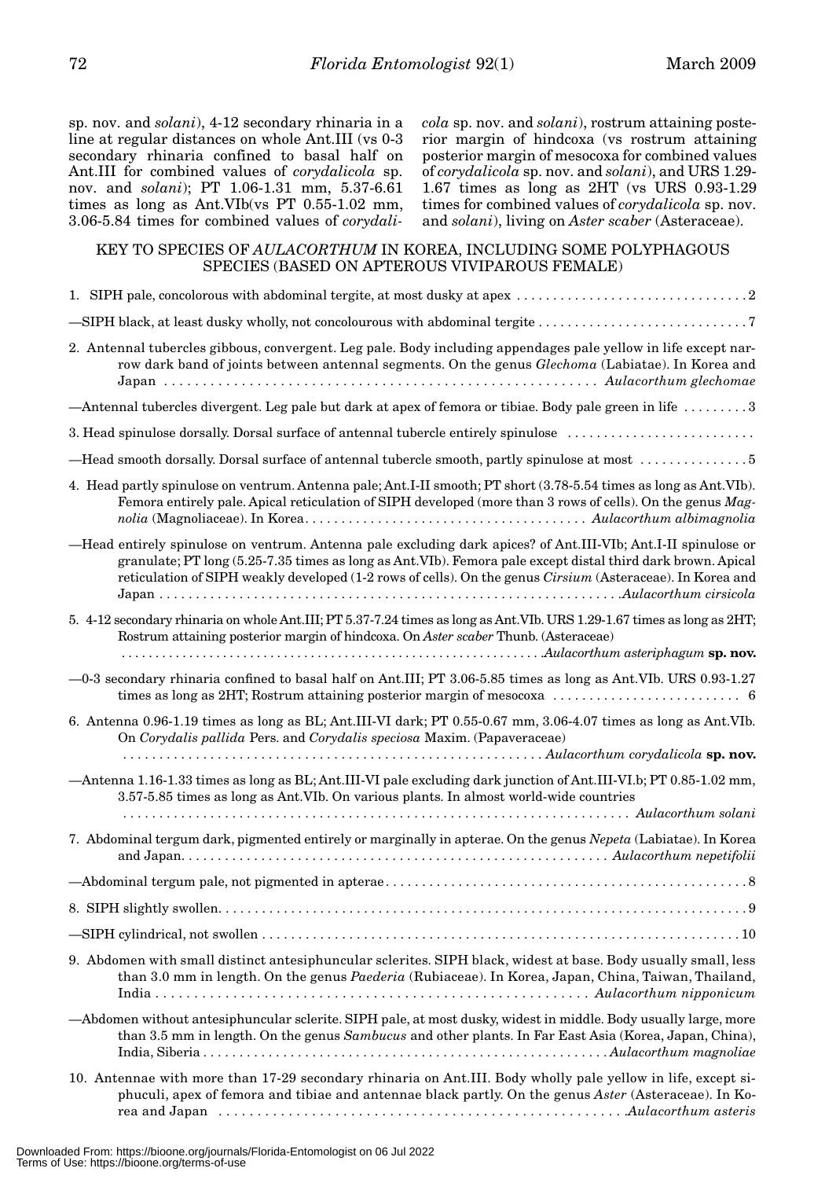sp. nov. and *solani*), 4-12 secondary rhinaria in a line at regular distances on whole Ant.III (vs 0-3 secondary rhinaria confined to basal half on Ant.III for combined values of *corydalicola* sp. nov. and *solani*); PT 1.06-1.31 mm, 5.37-6.61 times as long as Ant.VIb(vs PT 0.55-1.02 mm, 3.06-5.84 times for combined values of *corydalicola* sp. nov. and *solani*), rostrum attaining posterior margin of hindcoxa (vs rostrum attaining posterior margin of mesocoxa for combined values of *corydalicola* sp. nov. and *solani*), and URS 1.29-1.67 times as long as 2HT (vs URS 0.93-1.29 times for combined values of *corydalicola* sp. nov. and *solani*), living on *Aster scaber* (Asteraceae).

## KEY TO SPECIES OF *AULACORTHUM* IN KOREA, INCLUDING SOME POLYPHAGOUS SPECIES (BASED ON APTEROUS VIVIPAROUS FEMALE)

1. SIPH pale, concolorous with abdominal tergite, at most dusky at apex . . . . . 2

—SIPH black, at least dusky wholly, not concolourous with abdominal tergite . . . . . 7

2. Antennal tubercles gibbous, convergent. Leg pale. Body including appendages pale yellow in life except narrow dark band of joints between antennal segments. On the genus *Glechoma* (Labiatae). In Korea and Japan . . . . . *Aulacorthum glechomae*

—Antennal tubercles divergent. Leg pale but dark at apex of femora or tibiae. Body pale green in life . . . . . 3

3. Head spinulose dorsally. Dorsal surface of antennal tubercle entirely spinulose . . . . .

—Head smooth dorsally. Dorsal surface of antennal tubercle smooth, partly spinulose at most . . . . . 5

4. Head partly spinulose on ventrum. Antenna pale; Ant.I-II smooth; PT short (3.78-5.54 times as long as Ant.VIb). Femora entirely pale. Apical reticulation of SIPH developed (more than 3 rows of cells). On the genus *Magnolia* (Magnoliaceae). In Korea. . . . . *Aulacorthum albimagnolia*

—Head entirely spinulose on ventrum. Antenna pale excluding dark apices? of Ant.III-VIb; Ant.I-II spinulose or granulate; PT long (5.25-7.35 times as long as Ant.VIb). Femora pale except distal third dark brown. Apical reticulation of SIPH weakly developed (1-2 rows of cells). On the genus *Cirsium* (Asteraceae). In Korea and Japan . . . . . *Aulacorthum cirsicola*

5. 4-12 secondary rhinaria on whole Ant.III; PT 5.37-7.24 times as long as Ant.VIb. URS 1.29-1.67 times as long as 2HT; Rostrum attaining posterior margin of hindcoxa. On *Aster scaber* Thunb. (Asteraceae) . . . . . *Aulacorthum asteriphagum* **sp. nov.**

—0-3 secondary rhinaria confined to basal half on Ant.III; PT 3.06-5.85 times as long as Ant.VIb. URS 0.93-1.27 times as long as 2HT; Rostrum attaining posterior margin of mesocoxa . . . . . 6

6. Antenna 0.96-1.19 times as long as BL; Ant.III-VI dark; PT 0.55-0.67 mm, 3.06-4.07 times as long as Ant.VIb. On *Corydalis pallida* Pers. and *Corydalis speciosa* Maxim. (Papaveraceae) . . . . . *Aulacorthum corydalicola* **sp. nov.**

—Antenna 1.16-1.33 times as long as BL; Ant.III-VI pale excluding dark junction of Ant.III-VI.b; PT 0.85-1.02 mm, 3.57-5.85 times as long as Ant.VIb. On various plants. In almost world-wide countries . . . . . *Aulacorthum solani*

7. Abdominal tergum dark, pigmented entirely or marginally in apterae. On the genus *Nepeta* (Labiatae). In Korea and Japan. . . . . *Aulacorthum nepetifolii*

—Abdominal tergum pale, not pigmented in apterae. . . . . 8

8. SIPH slightly swollen. . . . . 9

—SIPH cylindrical, not swollen . . . . . 10

9. Abdomen with small distinct antesiphuncular sclerites. SIPH black, widest at base. Body usually small, less than 3.0 mm in length. On the genus *Paederia* (Rubiaceae). In Korea, Japan, China, Taiwan, Thailand, India . . . . . *Aulacorthum nipponicum*

—Abdomen without antesiphuncular sclerite. SIPH pale, at most dusky, widest in middle. Body usually large, more than 3.5 mm in length. On the genus *Sambucus* and other plants. In Far East Asia (Korea, Japan, China), India, Siberia . . . . . *Aulacorthum magnoliae*

10. Antennae with more than 17-29 secondary rhinaria on Ant.III. Body wholly pale yellow in life, except siphuculi, apex of femora and tibiae and antennae black partly. On the genus *Aster* (Asteraceae). In Korea and Japan . . . . . *Aulacorthum asteris*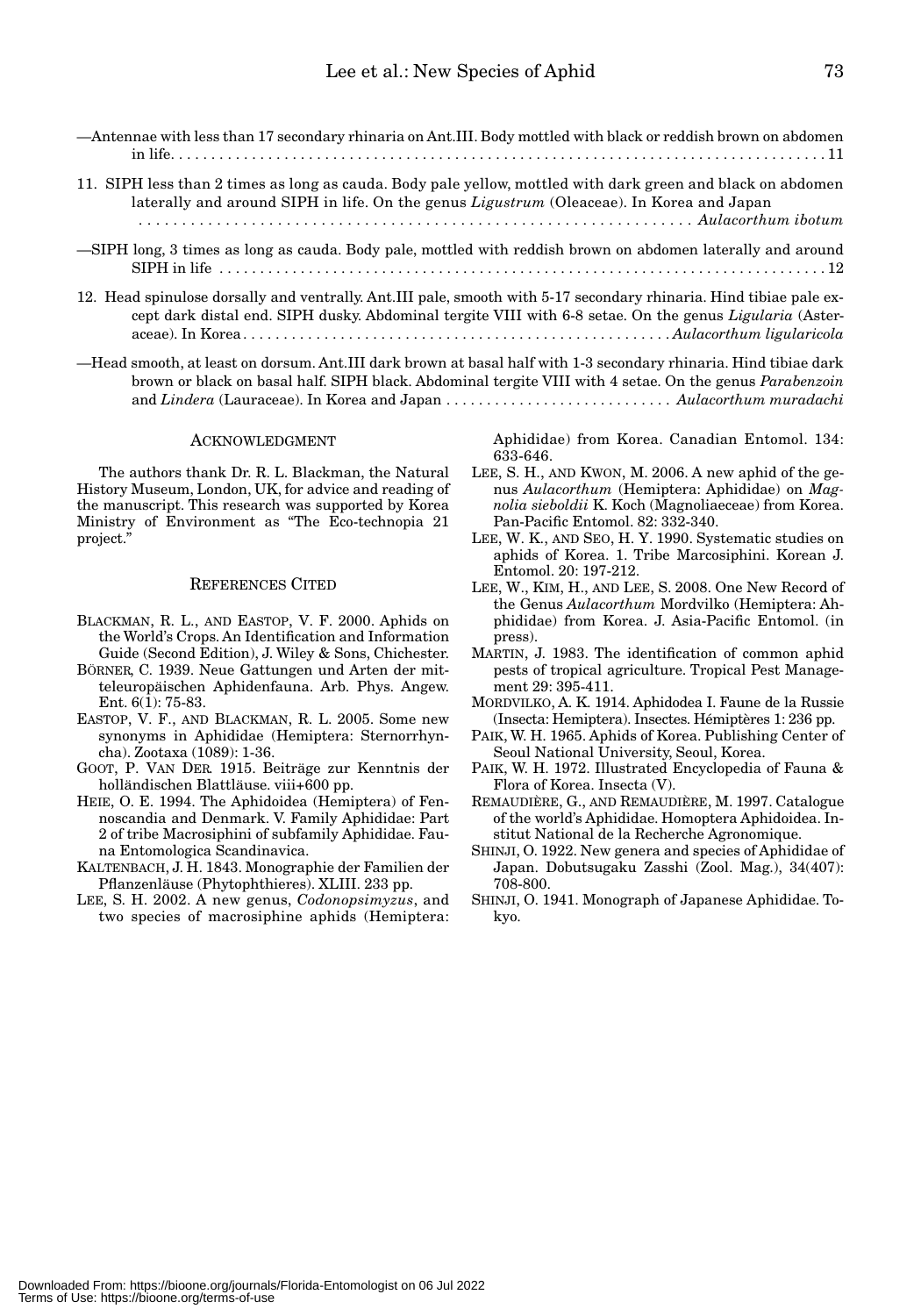—Antennae with less than 17 secondary rhinaria on Ant.III. Body mottled with black or reddish brown on abdomen in life. . . . . . . . . . . . . . . . . . . . . . . . . . . . . . . . . . . . . . . . . . . . . . . . . . . . . . . . . . . . . . . . . . . . . . . . . . . . . . . . 11

11. SIPH less than 2 times as long as cauda. Body pale yellow, mottled with dark green and black on abdomen laterally and around SIPH in life. On the genus *Ligustrum* (Oleaceae). In Korea and Japan . . . . . . . . . . . . . . . . . . . . . . . . . . . . . . . . . . . . . . . . . . . . . . . . . . . . . . . . . . . . . . . . . . . *Aulacorthum ibotum*

—SIPH long, 3 times as long as cauda. Body pale, mottled with reddish brown on abdomen laterally and around SIPH in life . . . . . . . . . . . . . . . . . . . . . . . . . . . . . . . . . . . . . . . . . . . . . . . . . . . . . . . . . . . . . . . . . . . . . . . . . . . . 12

12. Head spinulose dorsally and ventrally. Ant.III pale, smooth with 5-17 secondary rhinaria. Hind tibiae pale except dark distal end. SIPH dusky. Abdominal tergite VIII with 6-8 setae. On the genus *Ligularia* (Asteraceae). In Korea . . . . . . . . . . . . . . . . . . . . . . . . . . . . . . . . . . . . . . . . . . . . . . . . . . . *Aulacorthum ligularicola*

—Head smooth, at least on dorsum. Ant.III dark brown at basal half with 1-3 secondary rhinaria. Hind tibiae dark brown or black on basal half. SIPH black. Abdominal tergite VIII with 4 setae. On the genus *Parabenzoin* and *Lindera* (Lauraceae). In Korea and Japan . . . . . . . . . . . . . . . . . . . . . . . . . . . . *Aulacorthum muradachi*

## ACKNOWLEDGMENT

The authors thank Dr. R. L. Blackman, the Natural History Museum, London, UK, for advice and reading of the manuscript. This research was supported by Korea Ministry of Environment as "The Eco-technopia 21 project."

## REFERENCES CITED

BLACKMAN, R. L., AND EASTOP, V. F. 2000. Aphids on the World's Crops. An Identification and Information Guide (Second Edition), J. Wiley & Sons, Chichester.

BÖRNER, C. 1939. Neue Gattungen und Arten der mitteleuropäischen Aphidenfauna. Arb. Phys. Angew. Ent. 6(1): 75-83.

EASTOP, V. F., AND BLACKMAN, R. L. 2005. Some new synonyms in Aphididae (Hemiptera: Sternorrhyncha). Zootaxa (1089): 1-36.

GOOT, P. VAN DER. 1915. Beiträge zur Kenntnis der holländischen Blattläuse. viii+600 pp.

HEIE, O. E. 1994. The Aphidoidea (Hemiptera) of Fennoscandia and Denmark. V. Family Aphididae: Part 2 of tribe Macrosiphini of subfamily Aphididae. Fauna Entomologica Scandinavica.

KALTENBACH, J. H. 1843. Monographie der Familien der Pflanzenläuse (Phytophthieres). XLIII. 233 pp.

LEE, S. H. 2002. A new genus, *Codonopsimyzus*, and two species of macrosiphine aphids (Hemiptera: Aphididae) from Korea. Canadian Entomol. 134: 633-646.

LEE, S. H., AND KWON, M. 2006. A new aphid of the genus *Aulacorthum* (Hemiptera: Aphididae) on *Magnolia sieboldii* K. Koch (Magnoliaceae) from Korea. Pan-Pacific Entomol. 82: 332-340.

LEE, W. K., AND SEO, H. Y. 1990. Systematic studies on aphids of Korea. 1. Tribe Marcosiphini. Korean J. Entomol. 20: 197-212.

LEE, W., KIM, H., AND LEE, S. 2008. One New Record of the Genus *Aulacorthum* Mordvilko (Hemiptera: Ahphididae) from Korea. J. Asia-Pacific Entomol. (in press).

MARTIN, J. 1983. The identification of common aphid pests of tropical agriculture. Tropical Pest Management 29: 395-411.

MORDVILKO, A. K. 1914. Aphidodea I. Faune de la Russie (Insecta: Hemiptera). Insectes. Hémiptères 1: 236 pp.

PAIK, W. H. 1965. Aphids of Korea. Publishing Center of Seoul National University, Seoul, Korea.

PAIK, W. H. 1972. Illustrated Encyclopedia of Fauna & Flora of Korea. Insecta (V).

REMAUDIÈRE, G., AND REMAUDIÈRE, M. 1997. Catalogue of the world's Aphididae. Homoptera Aphidoidea. Institut National de la Recherche Agronomique.

SHINJI, O. 1922. New genera and species of Aphididae of Japan. Dobutsugaku Zasshi (Zool. Mag.), 34(407): 708-800.

SHINJI, O. 1941. Monograph of Japanese Aphididae. Tokyo.